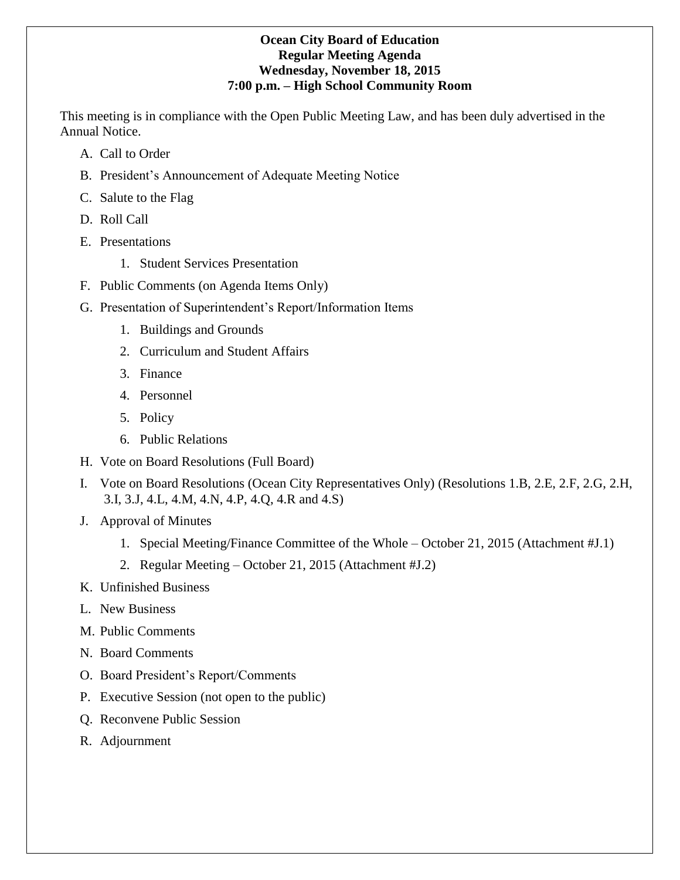**Ocean City Board of Education**
**Regular Meeting Agenda**
**Wednesday, November 18, 2015**
**7:00 p.m. – High School Community Room**

This meeting is in compliance with the Open Public Meeting Law, and has been duly advertised in the Annual Notice.

A. Call to Order

B. President's Announcement of Adequate Meeting Notice

C. Salute to the Flag

D. Roll Call

E. Presentations

   1. Student Services Presentation

F. Public Comments (on Agenda Items Only)

G. Presentation of Superintendent's Report/Information Items

   1. Buildings and Grounds
   2. Curriculum and Student Affairs
   3. Finance
   4. Personnel
   5. Policy
   6. Public Relations

H. Vote on Board Resolutions (Full Board)

I. Vote on Board Resolutions (Ocean City Representatives Only) (Resolutions 1.B, 2.E, 2.F, 2.G, 2.H, 3.I, 3.J, 4.L, 4.M, 4.N, 4.P, 4.Q, 4.R and 4.S)

J. Approval of Minutes

   1. Special Meeting/Finance Committee of the Whole – October 21, 2015 (Attachment #J.1)
   2. Regular Meeting – October 21, 2015 (Attachment #J.2)

K. Unfinished Business

L. New Business

M. Public Comments

N. Board Comments

O. Board President's Report/Comments

P. Executive Session (not open to the public)

Q. Reconvene Public Session

R. Adjournment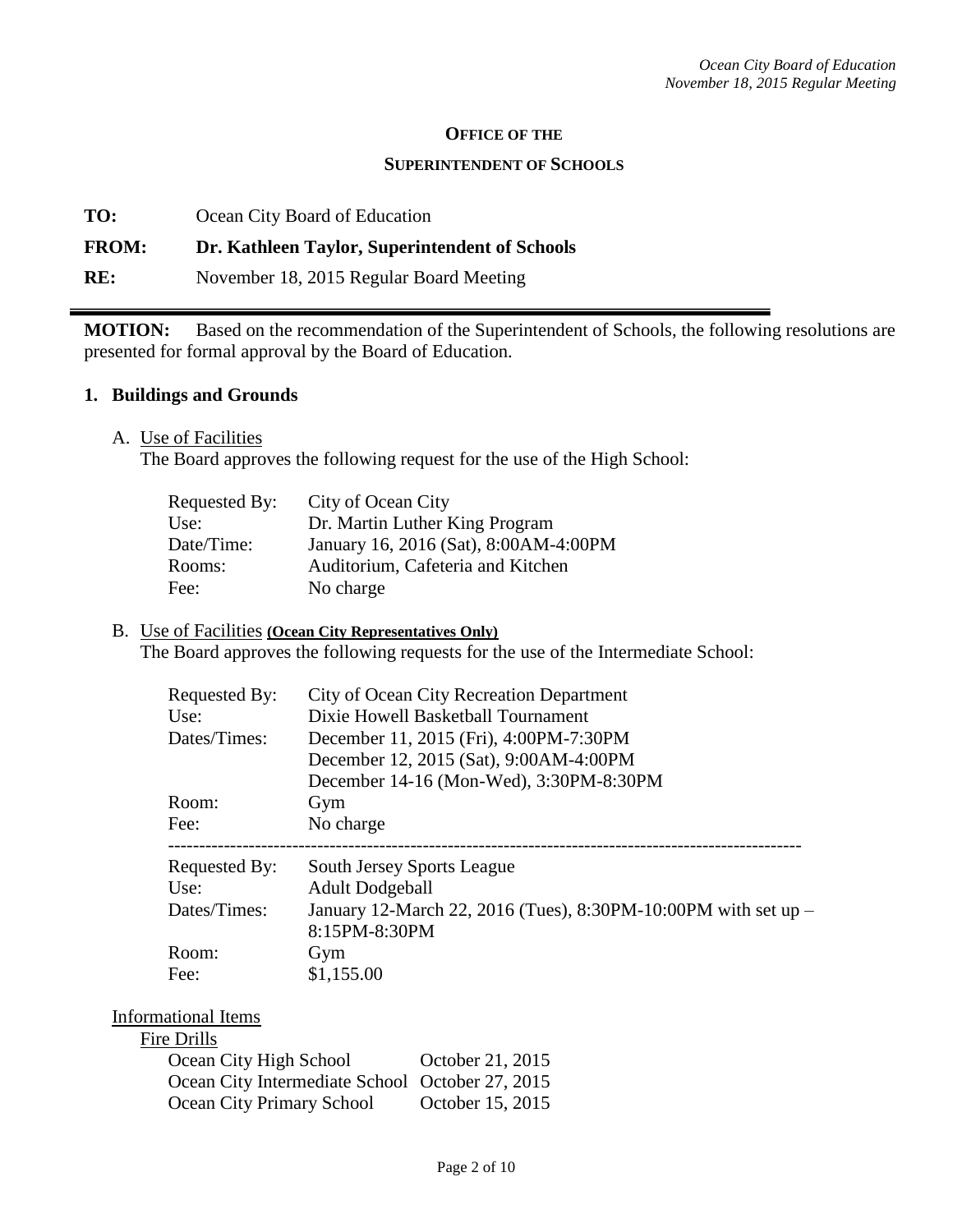**OFFICE OF THE**

**SUPERINTENDENT OF SCHOOLS**

**TO:** Ocean City Board of Education

**FROM:** **Dr. Kathleen Taylor, Superintendent of Schools**

**RE:** November 18, 2015 Regular Board Meeting

---

**MOTION:** Based on the recommendation of the Superintendent of Schools, the following resolutions are presented for formal approval by the Board of Education.

## 1. Buildings and Grounds

A. Use of Facilities
The Board approves the following request for the use of the High School:

| | |
|---|---|
| Requested By: | City of Ocean City |
| Use: | Dr. Martin Luther King Program |
| Date/Time: | January 16, 2016 (Sat), 8:00AM-4:00PM |
| Rooms: | Auditorium, Cafeteria and Kitchen |
| Fee: | No charge |

B. Use of Facilities **(Ocean City Representatives Only)**
The Board approves the following requests for the use of the Intermediate School:

| | |
|---|---|
| Requested By: | City of Ocean City Recreation Department |
| Use: | Dixie Howell Basketball Tournament |
| Dates/Times: | December 11, 2015 (Fri), 4:00PM-7:30PM<br>December 12, 2015 (Sat), 9:00AM-4:00PM<br>December 14-16 (Mon-Wed), 3:30PM-8:30PM |
| Room: | Gym |
| Fee: | No charge |

---

| | |
|---|---|
| Requested By: | South Jersey Sports League |
| Use: | Adult Dodgeball |
| Dates/Times: | January 12-March 22, 2016 (Tues), 8:30PM-10:00PM with set up – 8:15PM-8:30PM |
| Room: | Gym |
| Fee: | $1,155.00 |

Informational Items

Fire Drills

| | |
|---|---|
| Ocean City High School | October 21, 2015 |
| Ocean City Intermediate School | October 27, 2015 |
| Ocean City Primary School | October 15, 2015 |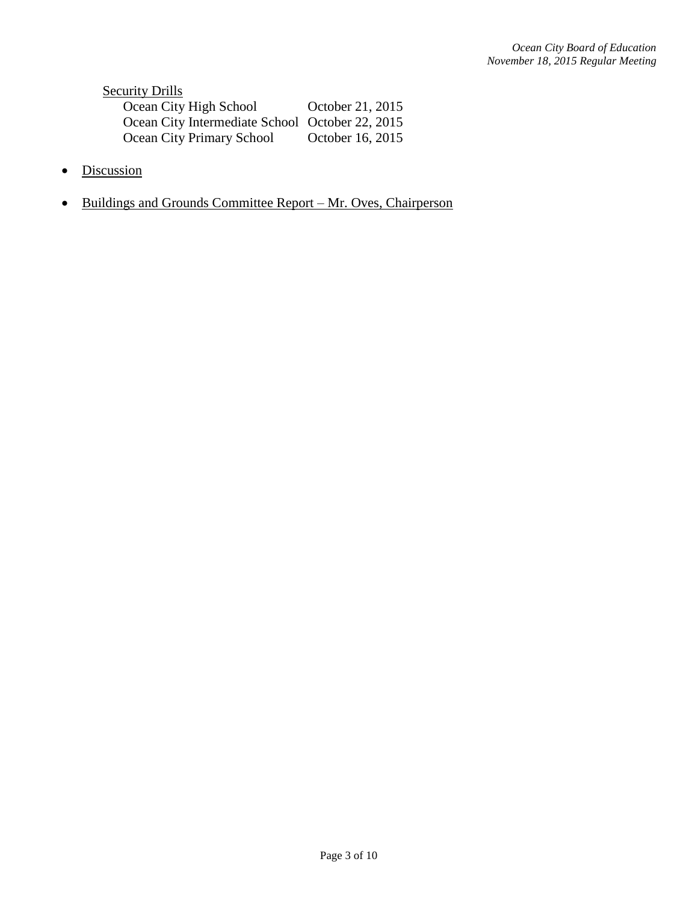<u>Security Drills</u>

| | |
|---|---|
| Ocean City High School | October 21, 2015 |
| Ocean City Intermediate School | October 22, 2015 |
| Ocean City Primary School | October 16, 2015 |

- <u>Discussion</u>

- <u>Buildings and Grounds Committee Report – Mr. Oves, Chairperson</u>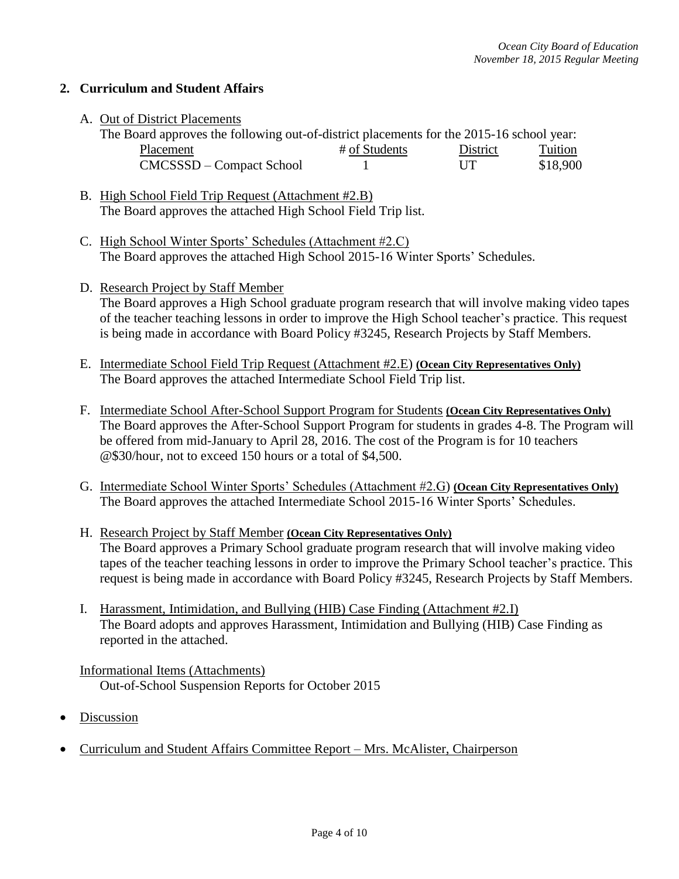## 2. Curriculum and Student Affairs

A. Out of District Placements

The Board approves the following out-of-district placements for the 2015-16 school year:

| Placement | # of Students | District | Tuition |
|---|---|---|---|
| CMCSSSD – Compact School | 1 | UT | $18,900 |

B. High School Field Trip Request (Attachment #2.B)
The Board approves the attached High School Field Trip list.

C. High School Winter Sports' Schedules (Attachment #2.C)
The Board approves the attached High School 2015-16 Winter Sports' Schedules.

D. Research Project by Staff Member
The Board approves a High School graduate program research that will involve making video tapes of the teacher teaching lessons in order to improve the High School teacher's practice. This request is being made in accordance with Board Policy #3245, Research Projects by Staff Members.

E. Intermediate School Field Trip Request (Attachment #2.E) **(Ocean City Representatives Only)**
The Board approves the attached Intermediate School Field Trip list.

F. Intermediate School After-School Support Program for Students **(Ocean City Representatives Only)**
The Board approves the After-School Support Program for students in grades 4-8. The Program will be offered from mid-January to April 28, 2016. The cost of the Program is for 10 teachers @$30/hour, not to exceed 150 hours or a total of $4,500.

G. Intermediate School Winter Sports' Schedules (Attachment #2.G) **(Ocean City Representatives Only)**
The Board approves the attached Intermediate School 2015-16 Winter Sports' Schedules.

H. Research Project by Staff Member **(Ocean City Representatives Only)**
The Board approves a Primary School graduate program research that will involve making video tapes of the teacher teaching lessons in order to improve the Primary School teacher's practice. This request is being made in accordance with Board Policy #3245, Research Projects by Staff Members.

I. Harassment, Intimidation, and Bullying (HIB) Case Finding (Attachment #2.I)
The Board adopts and approves Harassment, Intimidation and Bullying (HIB) Case Finding as reported in the attached.

Informational Items (Attachments)
Out-of-School Suspension Reports for October 2015

- Discussion
- Curriculum and Student Affairs Committee Report – Mrs. McAlister, Chairperson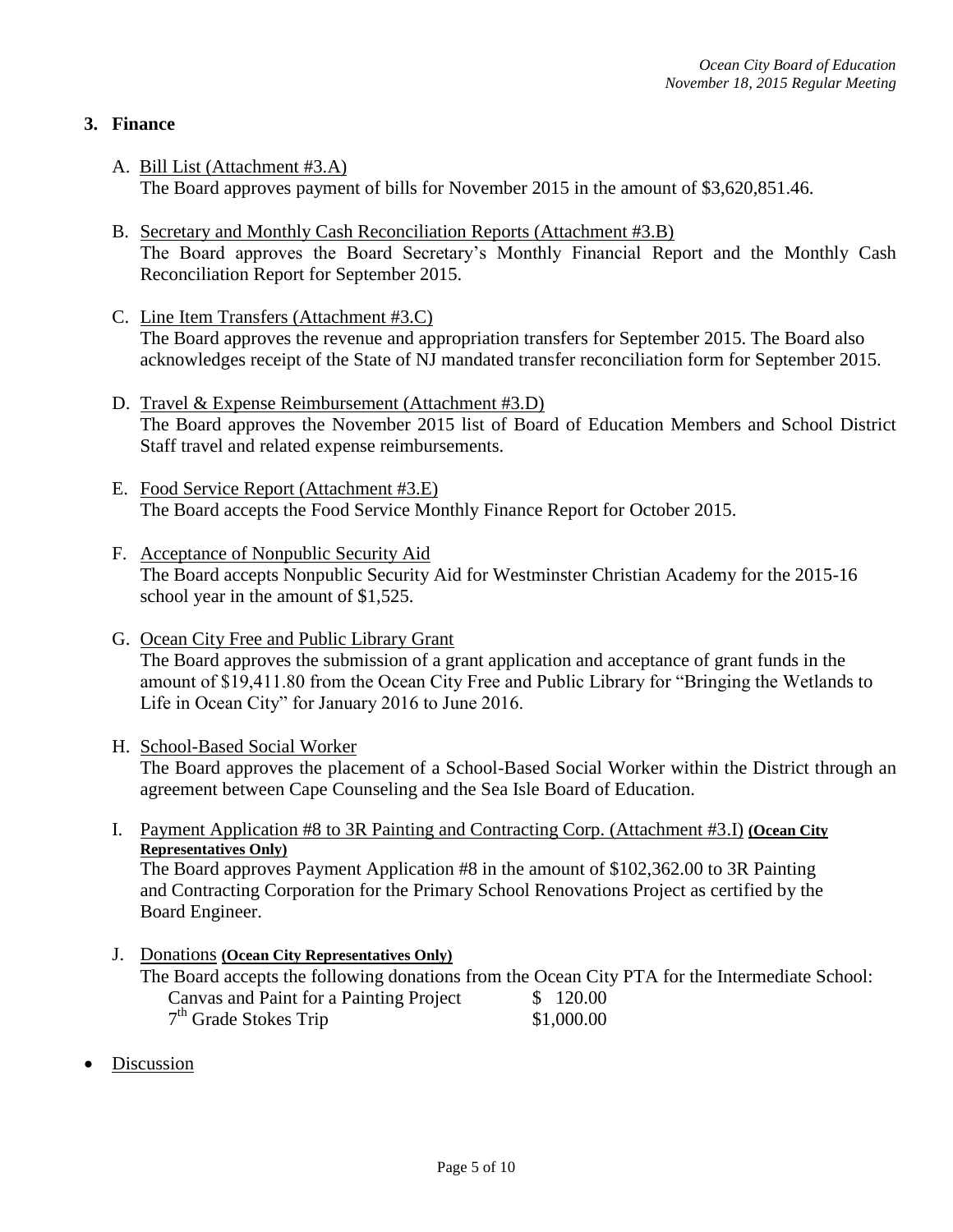## 3. Finance

A. Underline: Bill List (Attachment #3.A)

Let me just write plainly.

A. Bill List (Attachment #3.A)
The Board approves payment of bills for November 2015 in the amount of $3,620,851.46.

B. Secretary and Monthly Cash Reconciliation Reports (Attachment #3.B)
The Board approves the Board Secretary's Monthly Financial Report and the Monthly Cash Reconciliation Report for September 2015.

C. Line Item Transfers (Attachment #3.C)
The Board approves the revenue and appropriation transfers for September 2015. The Board also acknowledges receipt of the State of NJ mandated transfer reconciliation form for September 2015.

D. Travel & Expense Reimbursement (Attachment #3.D)
The Board approves the November 2015 list of Board of Education Members and School District Staff travel and related expense reimbursements.

E. Food Service Report (Attachment #3.E)
The Board accepts the Food Service Monthly Finance Report for October 2015.

F. Acceptance of Nonpublic Security Aid
The Board accepts Nonpublic Security Aid for Westminster Christian Academy for the 2015-16 school year in the amount of $1,525.

G. Ocean City Free and Public Library Grant
The Board approves the submission of a grant application and acceptance of grant funds in the amount of $19,411.80 from the Ocean City Free and Public Library for "Bringing the Wetlands to Life in Ocean City" for January 2016 to June 2016.

H. School-Based Social Worker
The Board approves the placement of a School-Based Social Worker within the District through an agreement between Cape Counseling and the Sea Isle Board of Education.

I. Payment Application #8 to 3R Painting and Contracting Corp. (Attachment #3.I) **(Ocean City Representatives Only)**
The Board approves Payment Application #8 in the amount of $102,362.00 to 3R Painting and Contracting Corporation for the Primary School Renovations Project as certified by the Board Engineer.

J. Donations **(Ocean City Representatives Only)**
The Board accepts the following donations from the Ocean City PTA for the Intermediate School:

| | |
|---|---|
| Canvas and Paint for a Painting Project | $ 120.00 |
| 7th Grade Stokes Trip | $1,000.00 |

- Discussion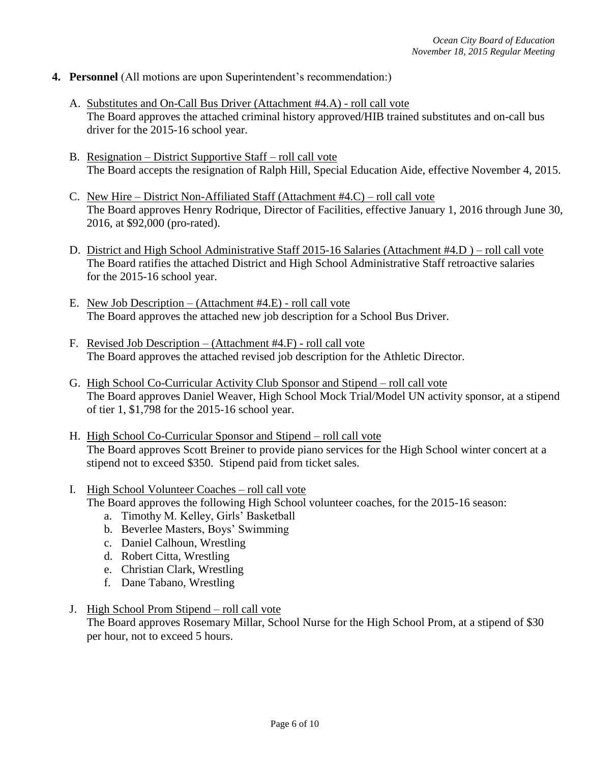4. **Personnel** (All motions are upon Superintendent's recommendation:)

   A. Substitutes and On-Call Bus Driver (Attachment #4.A) - roll call vote
   The Board approves the attached criminal history approved/HIB trained substitutes and on-call bus driver for the 2015-16 school year.

   B. Resignation – District Supportive Staff – roll call vote
   The Board accepts the resignation of Ralph Hill, Special Education Aide, effective November 4, 2015.

   C. New Hire – District Non-Affiliated Staff (Attachment #4.C) – roll call vote
   The Board approves Henry Rodrique, Director of Facilities, effective January 1, 2016 through June 30, 2016, at $92,000 (pro-rated).

   D. District and High School Administrative Staff 2015-16 Salaries (Attachment #4.D ) – roll call vote
   The Board ratifies the attached District and High School Administrative Staff retroactive salaries for the 2015-16 school year.

   E. New Job Description – (Attachment #4.E) - roll call vote
   The Board approves the attached new job description for a School Bus Driver.

   F. Revised Job Description – (Attachment #4.F) - roll call vote
   The Board approves the attached revised job description for the Athletic Director.

   G. High School Co-Curricular Activity Club Sponsor and Stipend – roll call vote
   The Board approves Daniel Weaver, High School Mock Trial/Model UN activity sponsor, at a stipend of tier 1, $1,798 for the 2015-16 school year.

   H. High School Co-Curricular Sponsor and Stipend – roll call vote
   The Board approves Scott Breiner to provide piano services for the High School winter concert at a stipend not to exceed $350. Stipend paid from ticket sales.

   I. High School Volunteer Coaches – roll call vote
   The Board approves the following High School volunteer coaches, for the 2015-16 season:
      a. Timothy M. Kelley, Girls' Basketball
      b. Beverlee Masters, Boys' Swimming
      c. Daniel Calhoun, Wrestling
      d. Robert Citta, Wrestling
      e. Christian Clark, Wrestling
      f. Dane Tabano, Wrestling

   J. High School Prom Stipend – roll call vote
   The Board approves Rosemary Millar, School Nurse for the High School Prom, at a stipend of $30 per hour, not to exceed 5 hours.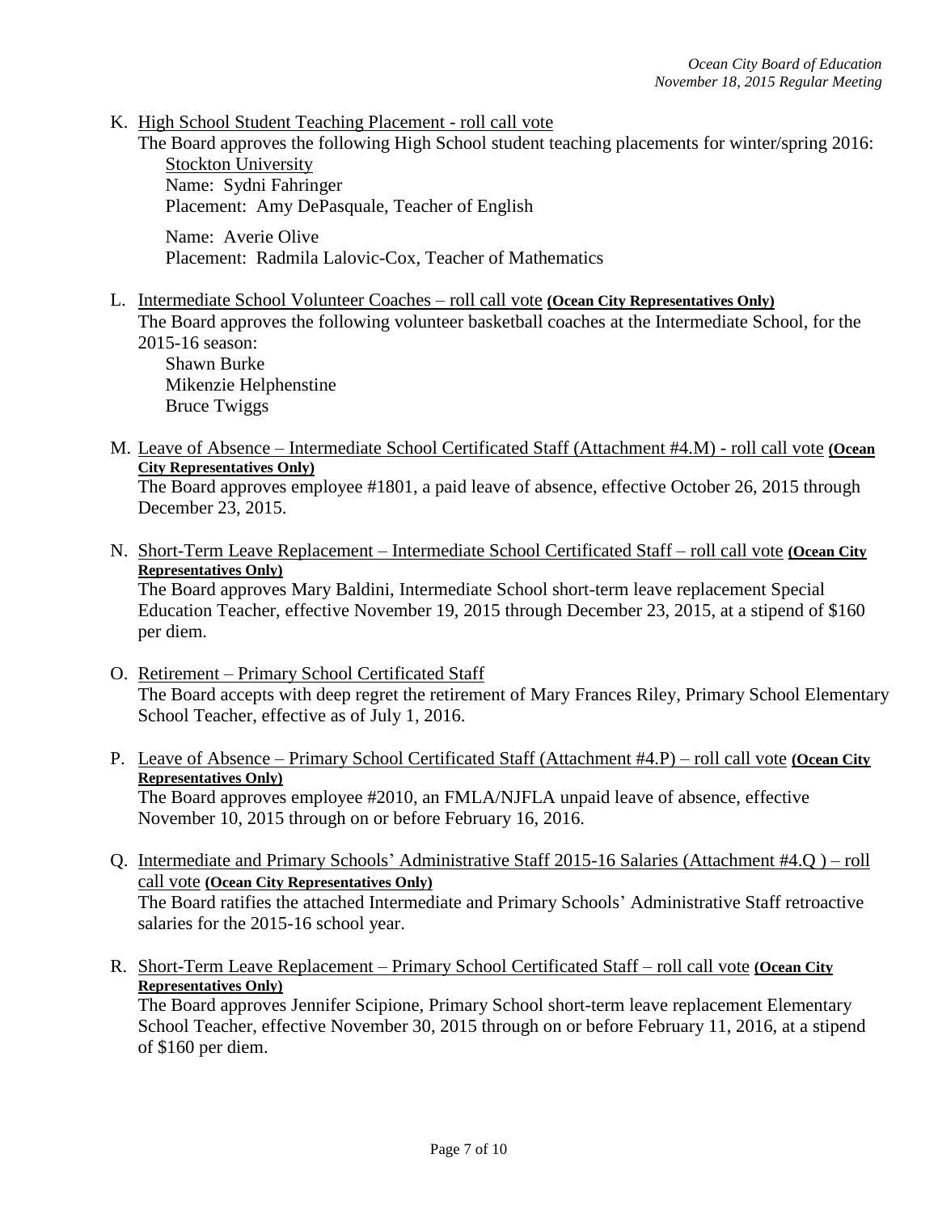K. <u>High School Student Teaching Placement - roll call vote</u>

The Board approves the following High School student teaching placements for winter/spring 2016:

<u>Stockton University</u>
Name: Sydni Fahringer
Placement: Amy DePasquale, Teacher of English

Name: Averie Olive
Placement: Radmila Lalovic-Cox, Teacher of Mathematics

L. <u>Intermediate School Volunteer Coaches – roll call vote</u> **(Ocean City Representatives Only)**

The Board approves the following volunteer basketball coaches at the Intermediate School, for the 2015-16 season:

Shawn Burke
Mikenzie Helphenstine
Bruce Twiggs

M. <u>Leave of Absence – Intermediate School Certificated Staff (Attachment #4.M) - roll call vote</u> **(Ocean City Representatives Only)**

The Board approves employee #1801, a paid leave of absence, effective October 26, 2015 through December 23, 2015.

N. <u>Short-Term Leave Replacement – Intermediate School Certificated Staff – roll call vote</u> **(Ocean City Representatives Only)**

The Board approves Mary Baldini, Intermediate School short-term leave replacement Special Education Teacher, effective November 19, 2015 through December 23, 2015, at a stipend of $160 per diem.

O. <u>Retirement – Primary School Certificated Staff</u>

The Board accepts with deep regret the retirement of Mary Frances Riley, Primary School Elementary School Teacher, effective as of July 1, 2016.

P. <u>Leave of Absence – Primary School Certificated Staff (Attachment #4.P) – roll call vote</u> **(Ocean City Representatives Only)**

The Board approves employee #2010, an FMLA/NJFLA unpaid leave of absence, effective November 10, 2015 through on or before February 16, 2016.

Q. <u>Intermediate and Primary Schools' Administrative Staff 2015-16 Salaries (Attachment #4.Q ) – roll call vote</u> **(Ocean City Representatives Only)**

The Board ratifies the attached Intermediate and Primary Schools' Administrative Staff retroactive salaries for the 2015-16 school year.

R. <u>Short-Term Leave Replacement – Primary School Certificated Staff – roll call vote</u> **(Ocean City Representatives Only)**

The Board approves Jennifer Scipione, Primary School short-term leave replacement Elementary School Teacher, effective November 30, 2015 through on or before February 11, 2016, at a stipend of $160 per diem.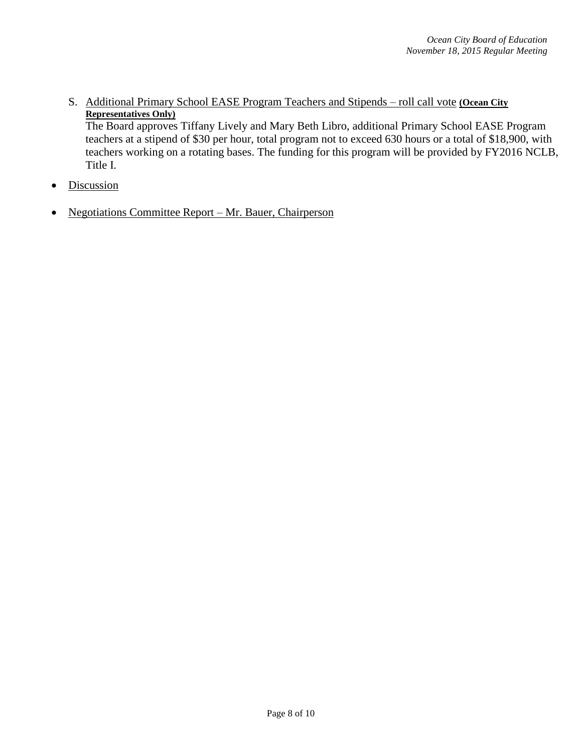S. Additional Primary School EASE Program Teachers and Stipends – roll call vote **(Ocean City Representatives Only)**
The Board approves Tiffany Lively and Mary Beth Libro, additional Primary School EASE Program teachers at a stipend of $30 per hour, total program not to exceed 630 hours or a total of $18,900, with teachers working on a rotating bases. The funding for this program will be provided by FY2016 NCLB, Title I.

- Discussion

- Negotiations Committee Report – Mr. Bauer, Chairperson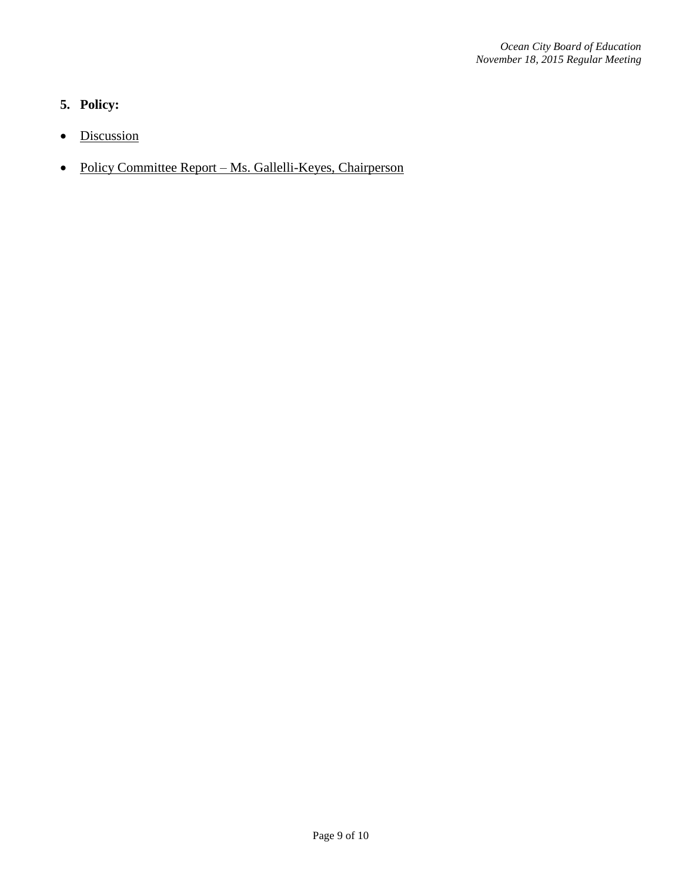5. **Policy:**

- Discussion

- Policy Committee Report – Ms. Gallelli-Keyes, Chairperson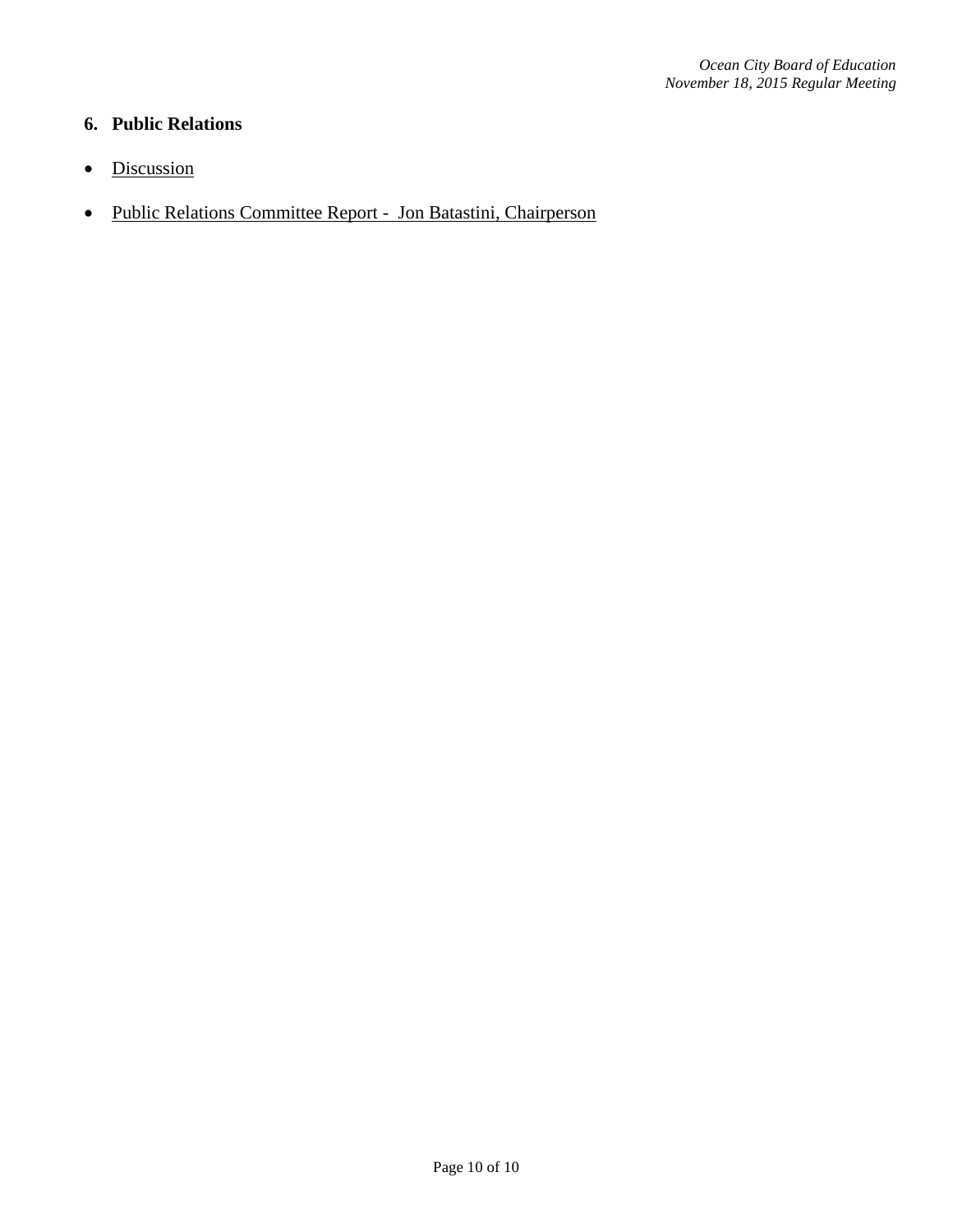## 6. Public Relations

- Discussion
- Public Relations Committee Report - Jon Batastini, Chairperson